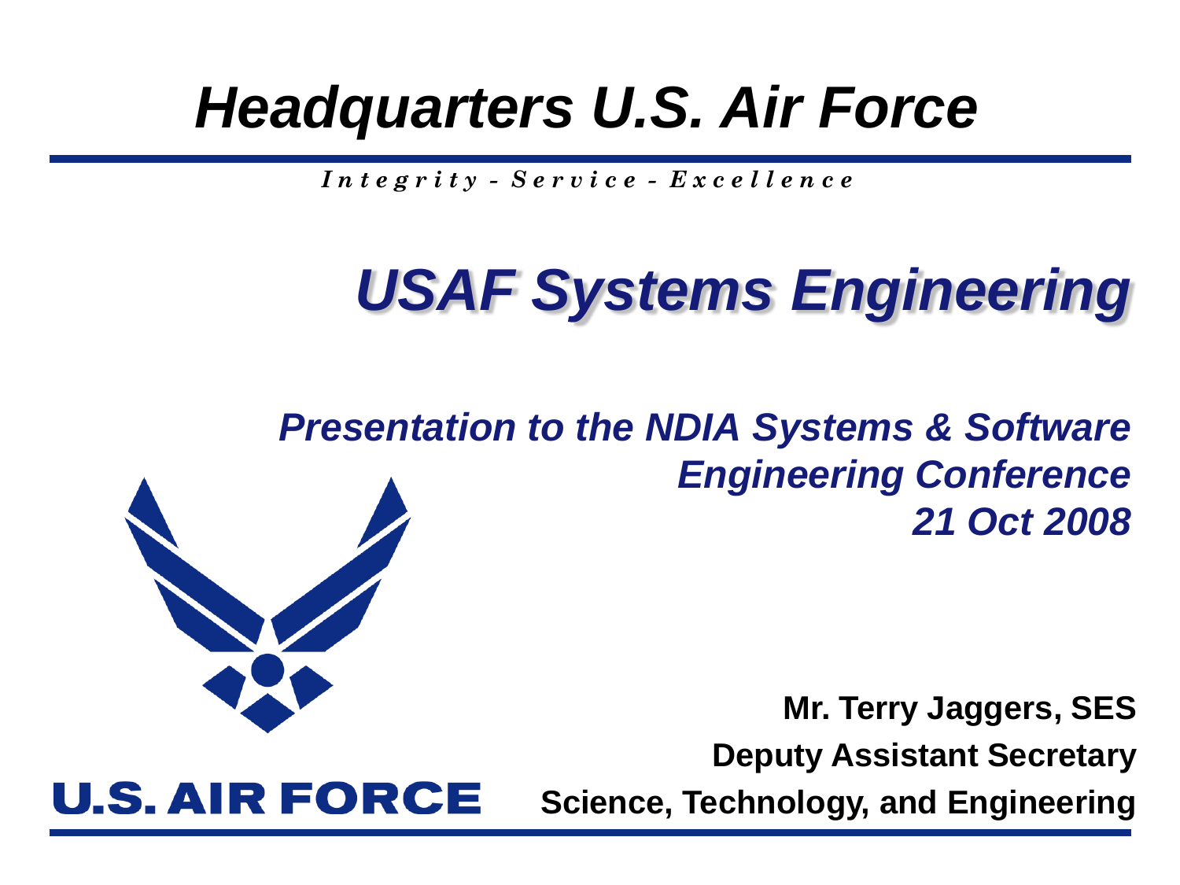# Headquarters U.S. Air Force

*Integrity - Service - Excellence*

# *USAF Systems Engineering*

*Presentation to the NDIA Systems & Software Engineering Conference*
*21 Oct 2008*

**Mr. Terry Jaggers, SES**
**Deputy Assistant Secretary**
**Science, Technology, and Engineering**

U.S. AIR FORCE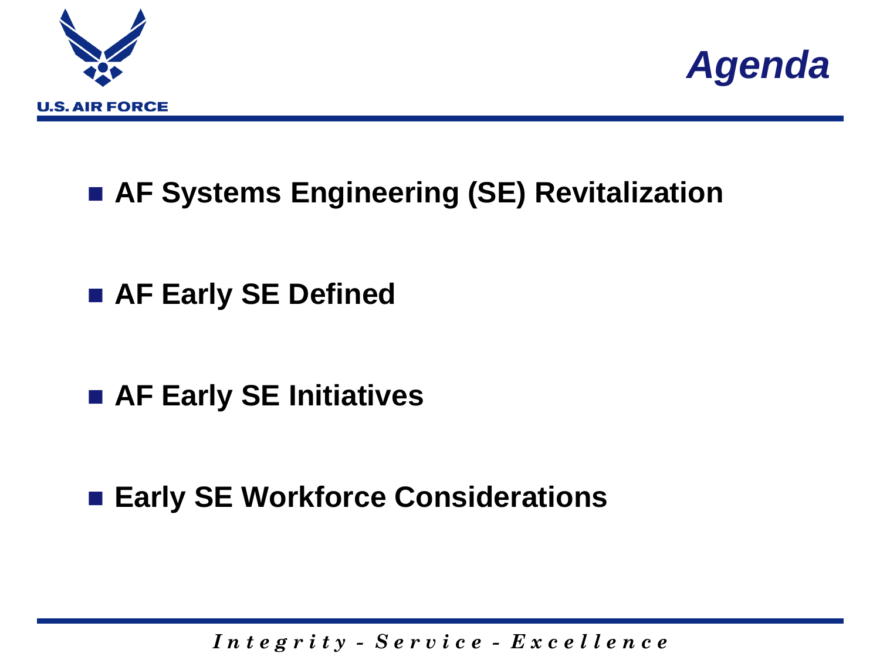# Agenda

- **AF Systems Engineering (SE) Revitalization**
- **AF Early SE Defined**
- **AF Early SE Initiatives**
- **Early SE Workforce Considerations**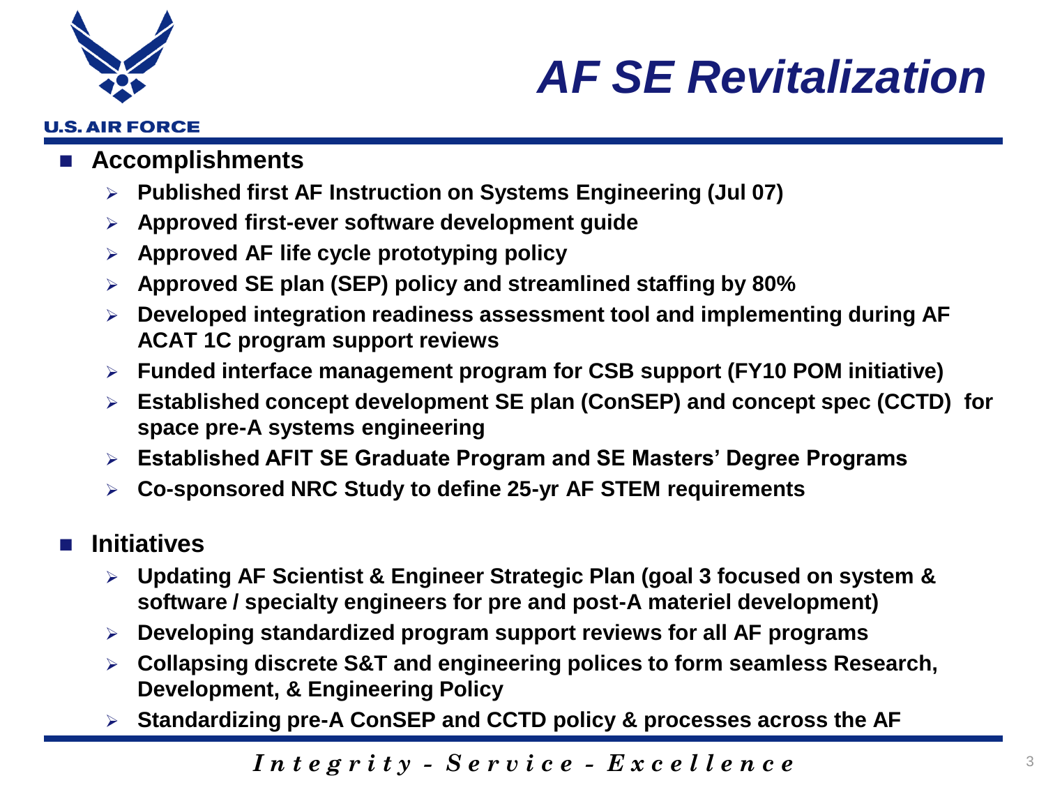# AF SE Revitalization

- **Accomplishments**
  - **Published first AF Instruction on Systems Engineering (Jul 07)**
  - **Approved first-ever software development guide**
  - **Approved AF life cycle prototyping policy**
  - **Approved SE plan (SEP) policy and streamlined staffing by 80%**
  - **Developed integration readiness assessment tool and implementing during AF ACAT 1C program support reviews**
  - **Funded interface management program for CSB support (FY10 POM initiative)**
  - **Established concept development SE plan (ConSEP) and concept spec (CCTD) for space pre-A systems engineering**
  - **Established AFIT SE Graduate Program and SE Masters' Degree Programs**
  - **Co-sponsored NRC Study to define 25-yr AF STEM requirements**

- **Initiatives**
  - **Updating AF Scientist & Engineer Strategic Plan (goal 3 focused on system & software / specialty engineers for pre and post-A materiel development)**
  - **Developing standardized program support reviews for all AF programs**
  - **Collapsing discrete S&T and engineering polices to form seamless Research, Development, & Engineering Policy**
  - **Standardizing pre-A ConSEP and CCTD policy & processes across the AF**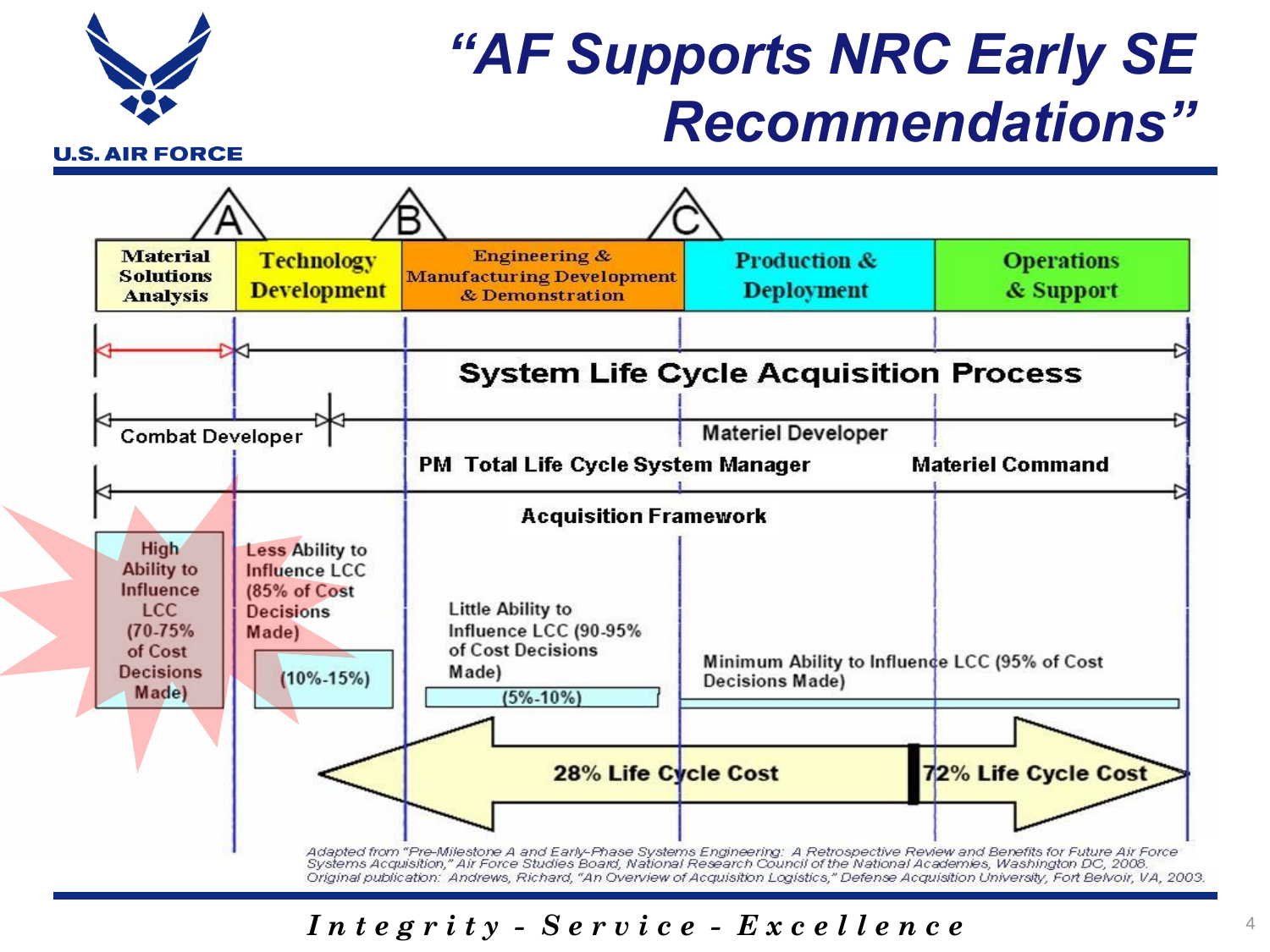# "AF Supports NRC Early SE Recommendations"

| Material Solutions Analysis | Technology Development | Engineering & Manufacturing Development & Demonstration | Production & Deployment | Operations & Support |
|---|---|---|---|---|

Milestones: A, B, C

**System Life Cycle Acquisition Process**

Combat Developer — Materiel Developer

PM Total Life Cycle System Manager — Materiel Command

**Acquisition Framework**

- High Ability to Influence LCC (70-75% of Cost Decisions Made)
- Less Ability to Influence LCC (85% of Cost Decisions Made) (10%-15%)
- Little Ability to Influence LCC (90-95% of Cost Decisions Made) (5%-10%)
- Minimum Ability to Influence LCC (95% of Cost Decisions Made)

28% Life Cycle Cost — 72% Life Cycle Cost

Adapted from "Pre-Milestone A and Early-Phase Systems Engineering: A Retrospective Review and Benefits for Future Air Force Systems Acquisition," Air Force Studies Board, National Research Council of the National Academies, Washington DC, 2008. Original publication: Andrews, Richard, "An Overview of Acquisition Logistics," Defense Acquisition University, Fort Belvoir, VA, 2003.

*Integrity - Service - Excellence*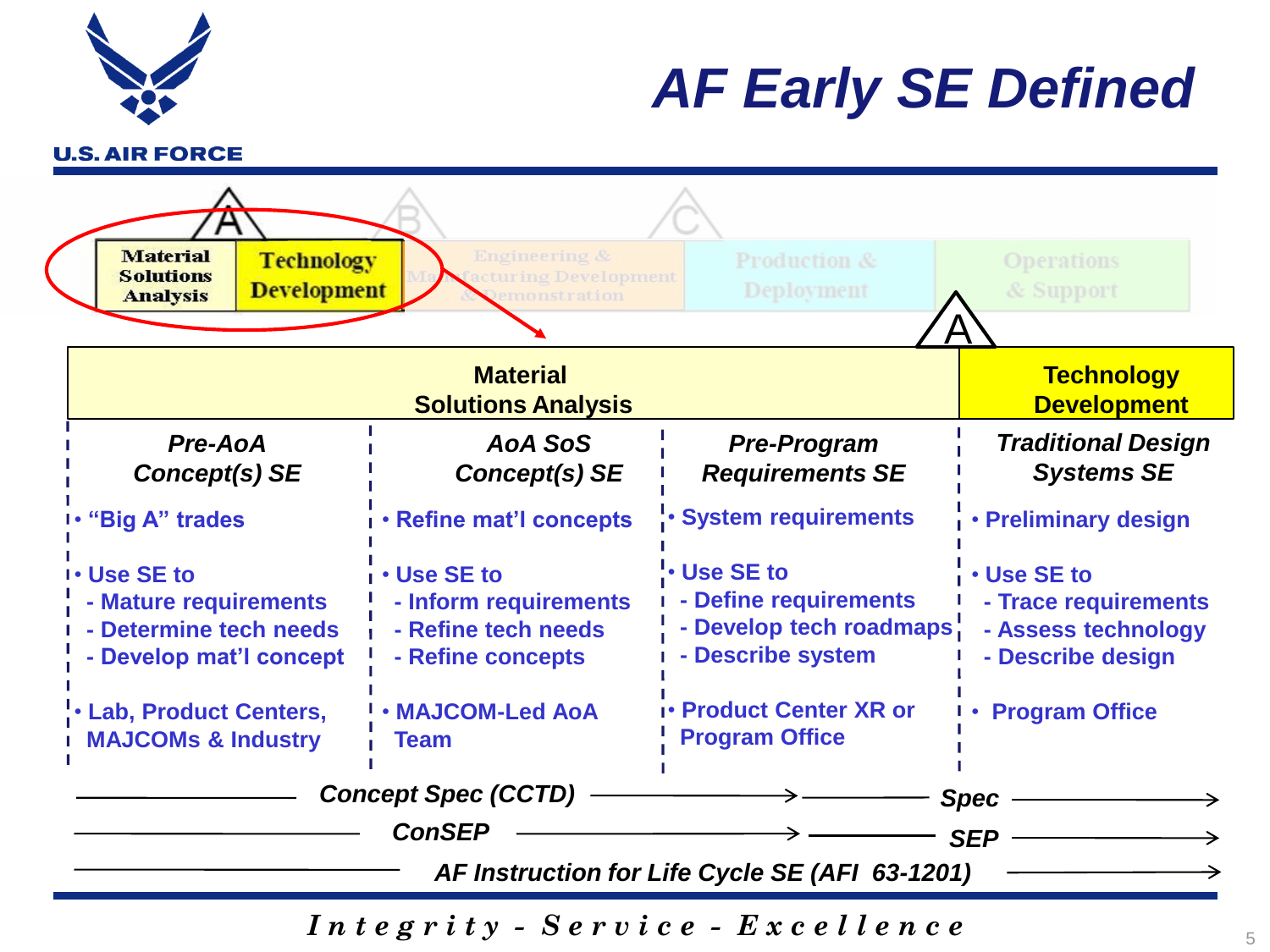# AF Early SE Defined

Material Solutions Analysis | Technology Development | Engineering & Manufacturing Development & Demonstration | Production & Deployment | Operations & Support

| Material Solutions Analysis | | | Technology Development |
|---|---|---|---|
| *Pre-AoA Concept(s) SE* | *AoA SoS Concept(s) SE* | *Pre-Program Requirements SE* | *Traditional Design Systems SE* |
| • "Big A" trades | • Refine mat'l concepts | • System requirements | • Preliminary design |
| • Use SE to<br>- Mature requirements<br>- Determine tech needs<br>- Develop mat'l concept | • Use SE to<br>- Inform requirements<br>- Refine tech needs<br>- Refine concepts | • Use SE to<br>- Define requirements<br>- Develop tech roadmaps<br>- Describe system | • Use SE to<br>- Trace requirements<br>- Assess technology<br>- Describe design |
| • Lab, Product Centers, MAJCOMs & Industry | • MAJCOM-Led AoA Team | • Product Center XR or Program Office | • Program Office |

*Concept Spec (CCTD)* → *Spec* →

*ConSEP* → *SEP* →

*AF Instruction for Life Cycle SE (AFI 63-1201)* →

*Integrity - Service - Excellence*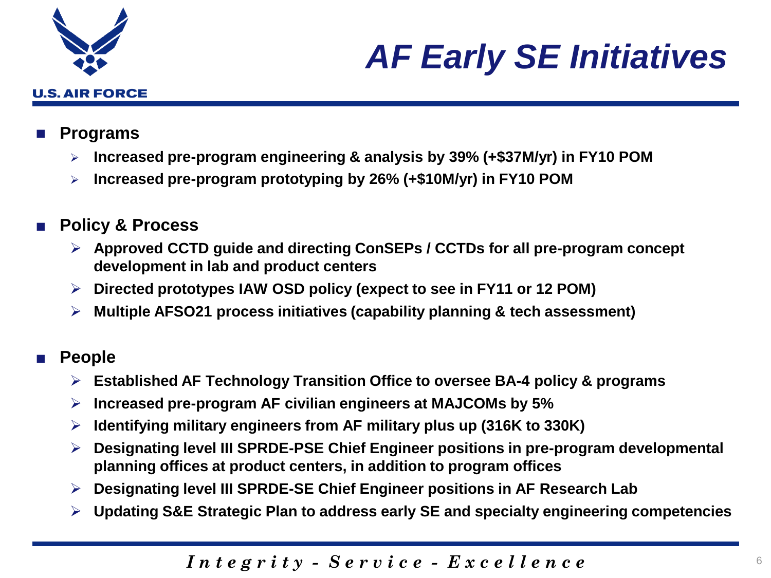# AF Early SE Initiatives

- **Programs**
  - **Increased pre-program engineering & analysis by 39% (+$37M/yr) in FY10 POM**
  - **Increased pre-program prototyping by 26% (+$10M/yr) in FY10 POM**
- **Policy & Process**
  - **Approved CCTD guide and directing ConSEPs / CCTDs for all pre-program concept development in lab and product centers**
  - **Directed prototypes IAW OSD policy (expect to see in FY11 or 12 POM)**
  - **Multiple AFSO21 process initiatives (capability planning & tech assessment)**
- **People**
  - **Established AF Technology Transition Office to oversee BA-4 policy & programs**
  - **Increased pre-program AF civilian engineers at MAJCOMs by 5%**
  - **Identifying military engineers from AF military plus up (316K to 330K)**
  - **Designating level III SPRDE-PSE Chief Engineer positions in pre-program developmental planning offices at product centers, in addition to program offices**
  - **Designating level III SPRDE-SE Chief Engineer positions in AF Research Lab**
  - **Updating S&E Strategic Plan to address early SE and specialty engineering competencies**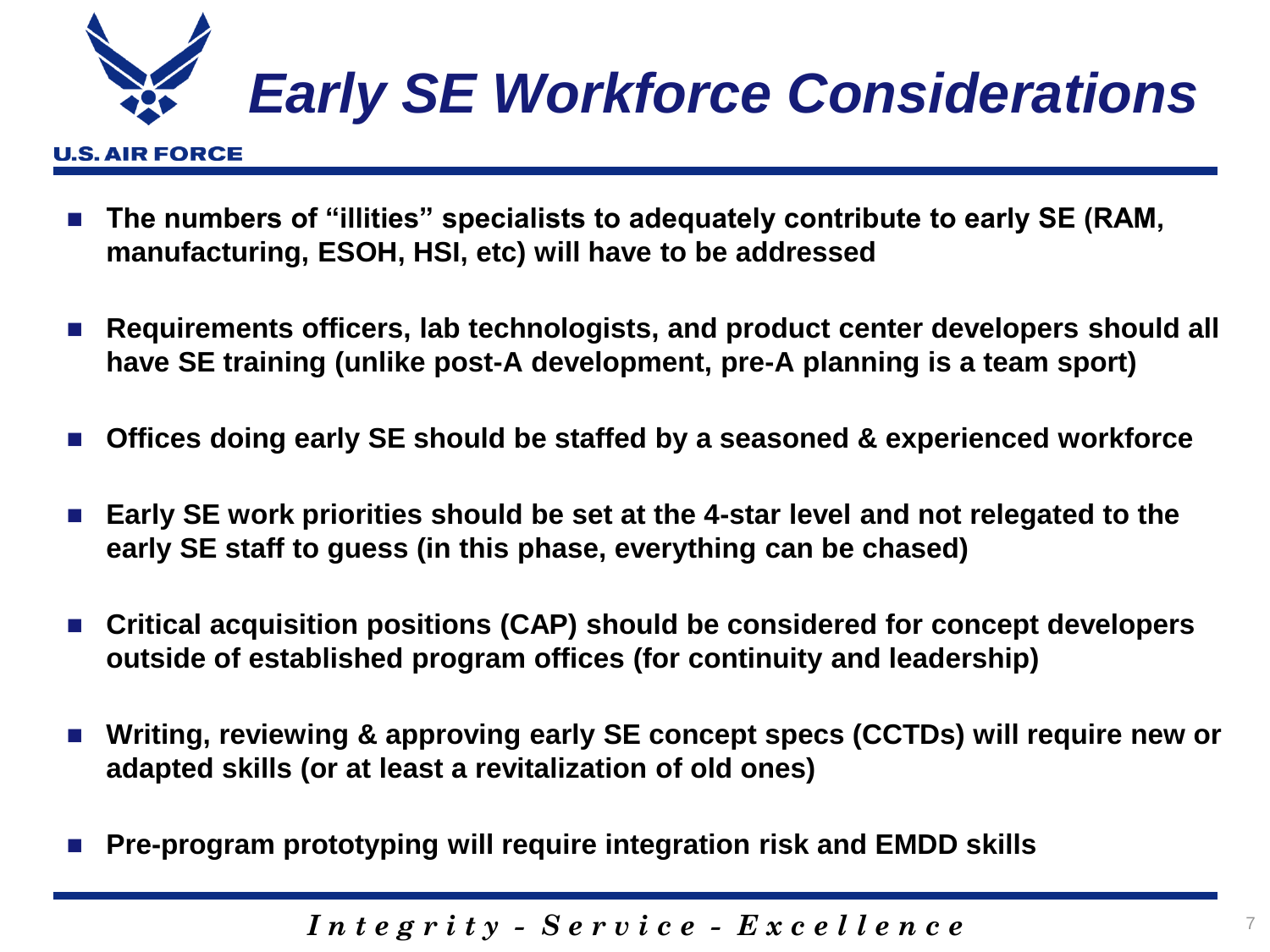# *Early SE Workforce Considerations*

- **The numbers of "illities" specialists to adequately contribute to early SE (RAM, manufacturing, ESOH, HSI, etc) will have to be addressed**
- **Requirements officers, lab technologists, and product center developers should all have SE training (unlike post-A development, pre-A planning is a team sport)**
- **Offices doing early SE should be staffed by a seasoned & experienced workforce**
- **Early SE work priorities should be set at the 4-star level and not relegated to the early SE staff to guess (in this phase, everything can be chased)**
- **Critical acquisition positions (CAP) should be considered for concept developers outside of established program offices (for continuity and leadership)**
- **Writing, reviewing & approving early SE concept specs (CCTDs) will require new or adapted skills (or at least a revitalization of old ones)**
- **Pre-program prototyping will require integration risk and EMDD skills**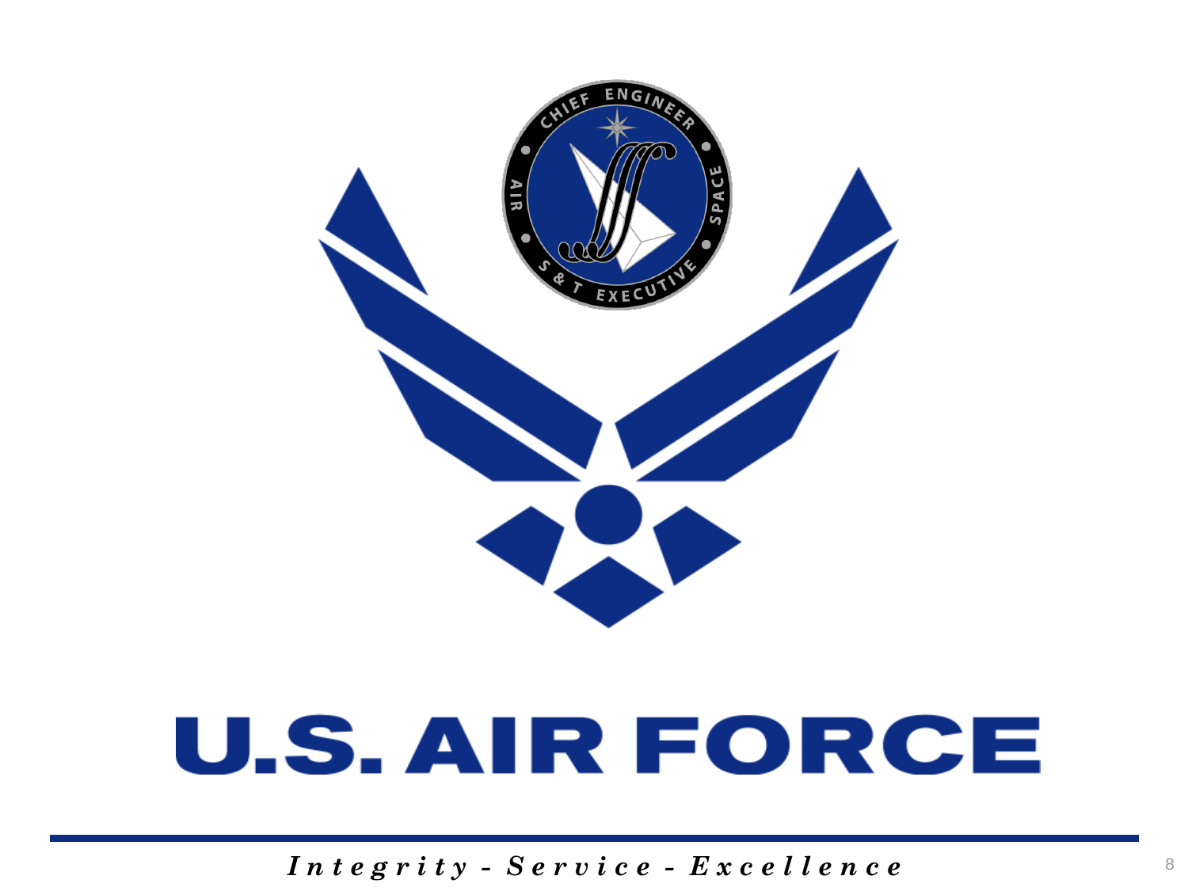U.S. AIR FORCE

*Integrity - Service - Excellence*